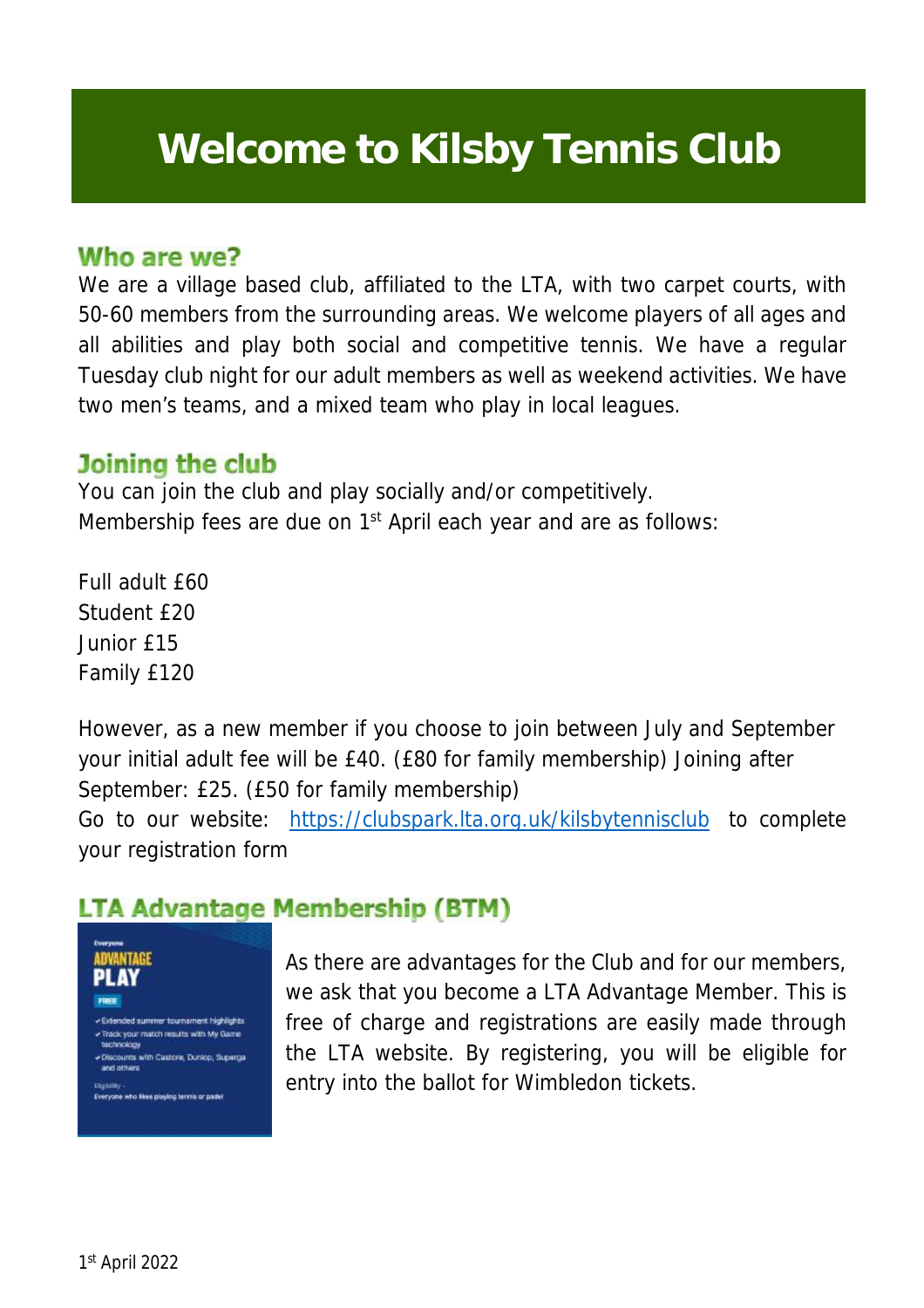# Welcome to Kilsby Tennis Club

## Who are we?

We are a village based club, affiliated to the LTA, with two carpet courts, with 50-60 members from the surrounding areas. We welcome players of all ages and all abilities and play both social and competitive tennis. We have a regular Tuesday club night for our adult members as well as weekend activities. We have two men's teams, and a mixed team who play in local leagues.

## Joining the club

You can join the club and play socially and/or competitively.
Membership fees are due on 1st April each year and are as follows:

Full adult £60
Student £20
Junior £15
Family £120

However, as a new member if you choose to join between July and September your initial adult fee will be £40. (£80 for family membership) Joining after September: £25. (£50 for family membership)
Go to our website: https://clubspark.lta.org.uk/kilsbytennisclub to complete your registration form

## LTA Advantage Membership (BTM)

Everyone
ADVANTAGE
PLAY
FREE
- Extended summer tournament highlights
- Track your match results with My Game technology
- Discounts with Castore, Dunlop, Superga and others

Eligibility - Everyone who likes playing tennis or padel

As there are advantages for the Club and for our members, we ask that you become a LTA Advantage Member. This is free of charge and registrations are easily made through the LTA website. By registering, you will be eligible for entry into the ballot for Wimbledon tickets.

1st April 2022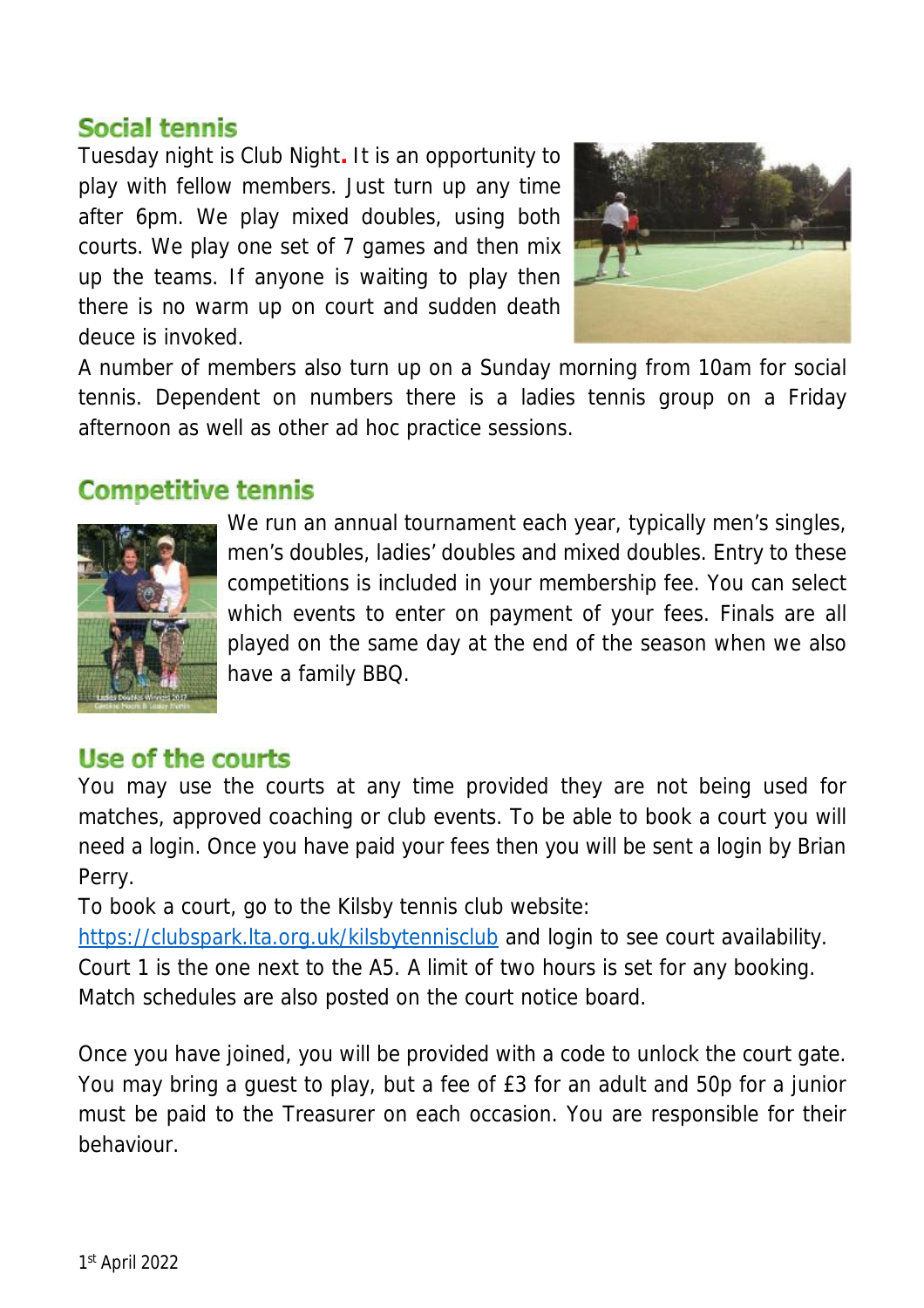## Social tennis

Tuesday night is Club Night. It is an opportunity to play with fellow members. Just turn up any time after 6pm. We play mixed doubles, using both courts. We play one set of 7 games and then mix up the teams. If anyone is waiting to play then there is no warm up on court and sudden death deuce is invoked.

A number of members also turn up on a Sunday morning from 10am for social tennis. Dependent on numbers there is a ladies tennis group on a Friday afternoon as well as other ad hoc practice sessions.

## Competitive tennis

We run an annual tournament each year, typically men's singles, men's doubles, ladies' doubles and mixed doubles. Entry to these competitions is included in your membership fee. You can select which events to enter on payment of your fees. Finals are all played on the same day at the end of the season when we also have a family BBQ.

## Use of the courts

You may use the courts at any time provided they are not being used for matches, approved coaching or club events. To be able to book a court you will need a login. Once you have paid your fees then you will be sent a login by Brian Perry.

To book a court, go to the Kilsby tennis club website: https://clubspark.lta.org.uk/kilsbytennisclub and login to see court availability. Court 1 is the one next to the A5. A limit of two hours is set for any booking. Match schedules are also posted on the court notice board.

Once you have joined, you will be provided with a code to unlock the court gate. You may bring a guest to play, but a fee of £3 for an adult and 50p for a junior must be paid to the Treasurer on each occasion. You are responsible for their behaviour.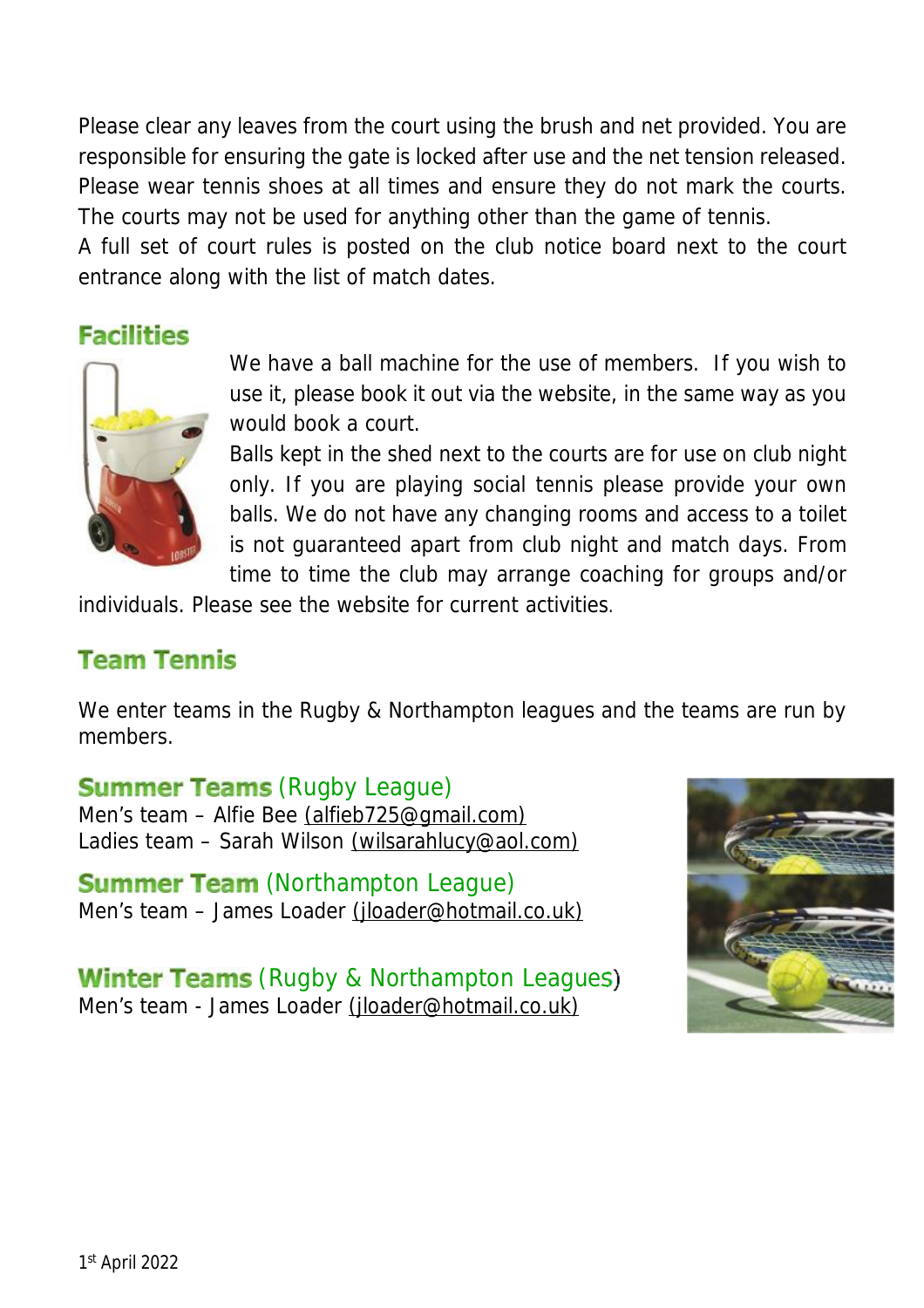Please clear any leaves from the court using the brush and net provided. You are responsible for ensuring the gate is locked after use and the net tension released. Please wear tennis shoes at all times and ensure they do not mark the courts. The courts may not be used for anything other than the game of tennis.
A full set of court rules is posted on the club notice board next to the court entrance along with the list of match dates.

## Facilities

We have a ball machine for the use of members. If you wish to use it, please book it out via the website, in the same way as you would book a court.
Balls kept in the shed next to the courts are for use on club night only. If you are playing social tennis please provide your own balls. We do not have any changing rooms and access to a toilet is not guaranteed apart from club night and match days. From time to time the club may arrange coaching for groups and/or individuals. Please see the website for current activities.

## Team Tennis

We enter teams in the Rugby & Northampton leagues and the teams are run by members.

### Summer Teams (Rugby League)

Men's team – Alfie Bee (alfieb725@gmail.com)
Ladies team – Sarah Wilson (wilsarahlucy@aol.com)

### Summer Team (Northampton League)

Men's team – James Loader (jloader@hotmail.co.uk)

### Winter Teams (Rugby & Northampton Leagues)

Men's team - James Loader (jloader@hotmail.co.uk)

1st April 2022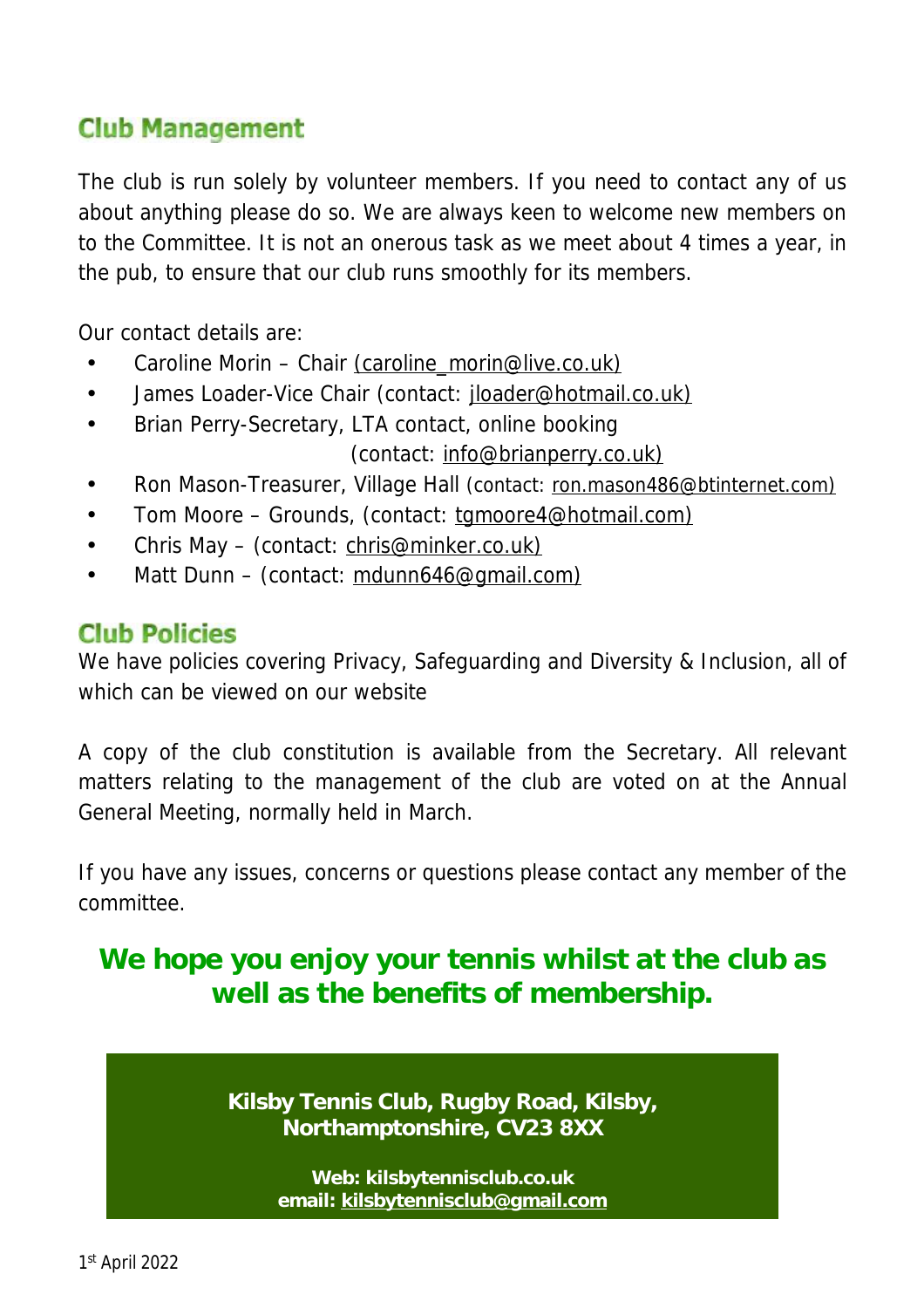## Club Management

The club is run solely by volunteer members. If you need to contact any of us about anything please do so. We are always keen to welcome new members on to the Committee. It is not an onerous task as we meet about 4 times a year, in the pub, to ensure that our club runs smoothly for its members.

Our contact details are:

- Caroline Morin – Chair (caroline_morin@live.co.uk)
- James Loader-Vice Chair (contact: jloader@hotmail.co.uk)
- Brian Perry-Secretary, LTA contact, online booking (contact: info@brianperry.co.uk)
- Ron Mason-Treasurer, Village Hall (contact: ron.mason486@btinternet.com)
- Tom Moore – Grounds, (contact: tgmoore4@hotmail.com)
- Chris May – (contact: chris@minker.co.uk)
- Matt Dunn – (contact: mdunn646@gmail.com)

## Club Policies

We have policies covering Privacy, Safeguarding and Diversity & Inclusion, all of which can be viewed on our website

A copy of the club constitution is available from the Secretary. All relevant matters relating to the management of the club are voted on at the Annual General Meeting, normally held in March.

If you have any issues, concerns or questions please contact any member of the committee.

**We hope you enjoy your tennis whilst at the club as well as the benefits of membership.**

**Kilsby Tennis Club, Rugby Road, Kilsby, Northamptonshire, CV23 8XX**

**Web: kilsbytennisclub.co.uk**
**email: kilsbytennisclub@gmail.com**

1st April 2022